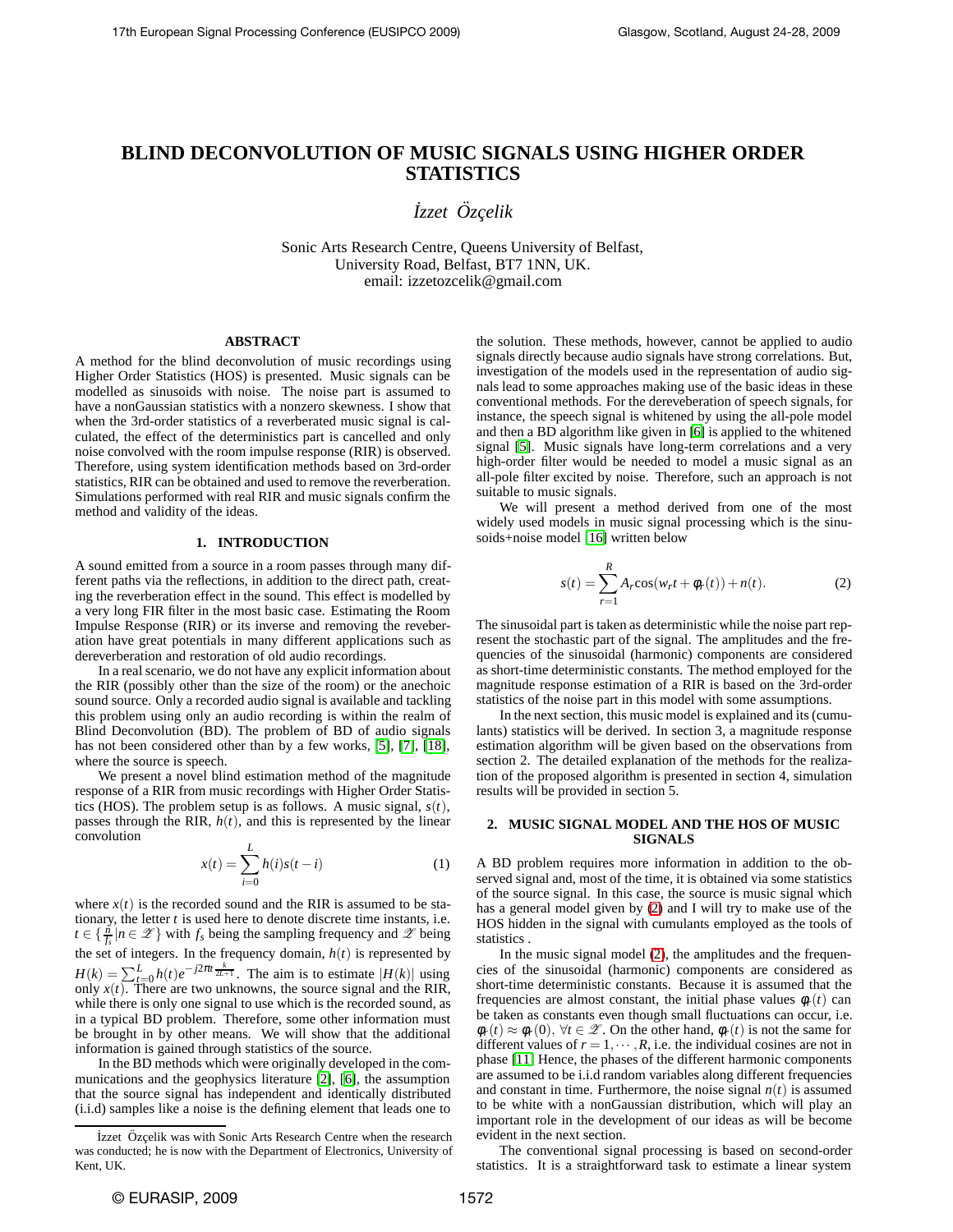# BLIND DECONVOLUTION OF MUSIC SIGNALS USING HIGHER ORDER STATISTICS

*İzzet Özçelik*

Sonic Arts Research Centre, Queens University of Belfast,
University Road, Belfast, BT7 1NN, UK.
email: izzetozcelik@gmail.com

## ABSTRACT

A method for the blind deconvolution of music recordings using Higher Order Statistics (HOS) is presented. Music signals can be modelled as sinusoids with noise. The noise part is assumed to have a nonGaussian statistics with a nonzero skewness. I show that when the 3rd-order statistics of a reverberated music signal is calculated, the effect of the deterministics part is cancelled and only noise convolved with the room impulse response (RIR) is observed. Therefore, using system identification methods based on 3rd-order statistics, RIR can be obtained and used to remove the reverberation. Simulations performed with real RIR and music signals confirm the method and validity of the ideas.

## 1. INTRODUCTION

A sound emitted from a source in a room passes through many different paths via the reflections, in addition to the direct path, creating the reverberation effect in the sound. This effect is modelled by a very long FIR filter in the most basic case. Estimating the Room Impulse Response (RIR) or its inverse and removing the reveberation have great potentials in many different applications such as dereverberation and restoration of old audio recordings.

In a real scenario, we do not have any explicit information about the RIR (possibly other than the size of the room) or the anechoic sound source. Only a recorded audio signal is available and tackling this problem using only an audio recording is within the realm of Blind Deconvolution (BD). The problem of BD of audio signals has not been considered other than by a few works, [5], [7], [18], where the source is speech.

We present a novel blind estimation method of the magnitude response of a RIR from music recordings with Higher Order Statistics (HOS). The problem setup is as follows. A music signal, $s(t)$, passes through the RIR, $h(t)$, and this is represented by the linear convolution

$$x(t) = \sum_{i=0}^{L} h(i)s(t-i) \tag{1}$$

where $x(t)$ is the recorded sound and the RIR is assumed to be stationary, the letter $t$ is used here to denote discrete time instants, i.e. $t \in \{\frac{n}{f_s} | n \in \mathscr{Z}\}$ with $f_s$ being the sampling frequency and $\mathscr{Z}$ being the set of integers. In the frequency domain, $h(t)$ is represented by $H(k) = \sum_{t=0}^{L} h(t)e^{-j2\pi t \frac{k}{2L+1}}$. The aim is to estimate $|H(k)|$ using only $x(t)$. There are two unknowns, the source signal and the RIR, while there is only one signal to use which is the recorded sound, as in a typical BD problem. Therefore, some other information must be brought in by other means. We will show that the additional information is gained through statistics of the source.

In the BD methods which were originally developed in the communications and the geophysics literature [2], [6], the assumption that the source signal has independent and identically distributed (i.i.d) samples like a noise is the defining element that leads one to the solution. These methods, however, cannot be applied to audio signals directly because audio signals have strong correlations. But, investigation of the models used in the representation of audio signals lead to some approaches making use of the basic ideas in these conventional methods. For the dereveberation of speech signals, for instance, the speech signal is whitened by using the all-pole model and then a BD algorithm like given in [6] is applied to the whitened signal [5]. Music signals have long-term correlations and a very high-order filter would be needed to model a music signal as an all-pole filter excited by noise. Therefore, such an approach is not suitable to music signals.

We will present a method derived from one of the most widely used models in music signal processing which is the sinusoids+noise model [16] written below

$$s(t) = \sum_{r=1}^{R} A_r \cos(w_r t + \phi_r(t)) + n(t). \tag{2}$$

The sinusoidal part is taken as deterministic while the noise part represent the stochastic part of the signal. The amplitudes and the frequencies of the sinusoidal (harmonic) components are considered as short-time deterministic constants. The method employed for the magnitude response estimation of a RIR is based on the 3rd-order statistics of the noise part in this model with some assumptions.

In the next section, this music model is explained and its (cumulants) statistics will be derived. In section 3, a magnitude response estimation algorithm will be given based on the observations from section 2. The detailed explanation of the methods for the realization of the proposed algorithm is presented in section 4, simulation results will be provided in section 5.

## 2. MUSIC SIGNAL MODEL AND THE HOS OF MUSIC SIGNALS

A BD problem requires more information in addition to the observed signal and, most of the time, it is obtained via some statistics of the source signal. In this case, the source is music signal which has a general model given by (2) and I will try to make use of the HOS hidden in the signal with cumulants employed as the tools of statistics .

In the music signal model (2), the amplitudes and the frequencies of the sinusoidal (harmonic) components are considered as short-time deterministic constants. Because it is assumed that the frequencies are almost constant, the initial phase values $\phi_r(t)$ can be taken as constants even though small fluctuations can occur, i.e. $\phi_r(t) \approx \phi_r(0),\ \forall t \in \mathscr{Z}$. On the other hand, $\phi_r(t)$ is not the same for different values of $r = 1, \cdots, R$, i.e. the individual cosines are not in phase [11] Hence, the phases of the different harmonic components are assumed to be i.i.d random variables along different frequencies and constant in time. Furthermore, the noise signal $n(t)$ is assumed to be white with a nonGaussian distribution, which will play an important role in the development of our ideas as will be become evident in the next section.

The conventional signal processing is based on second-order statistics. It is a straightforward task to estimate a linear system

---

İzzet Özçelik was with Sonic Arts Research Centre when the research was conducted; he is now with the Department of Electronics, University of Kent, UK.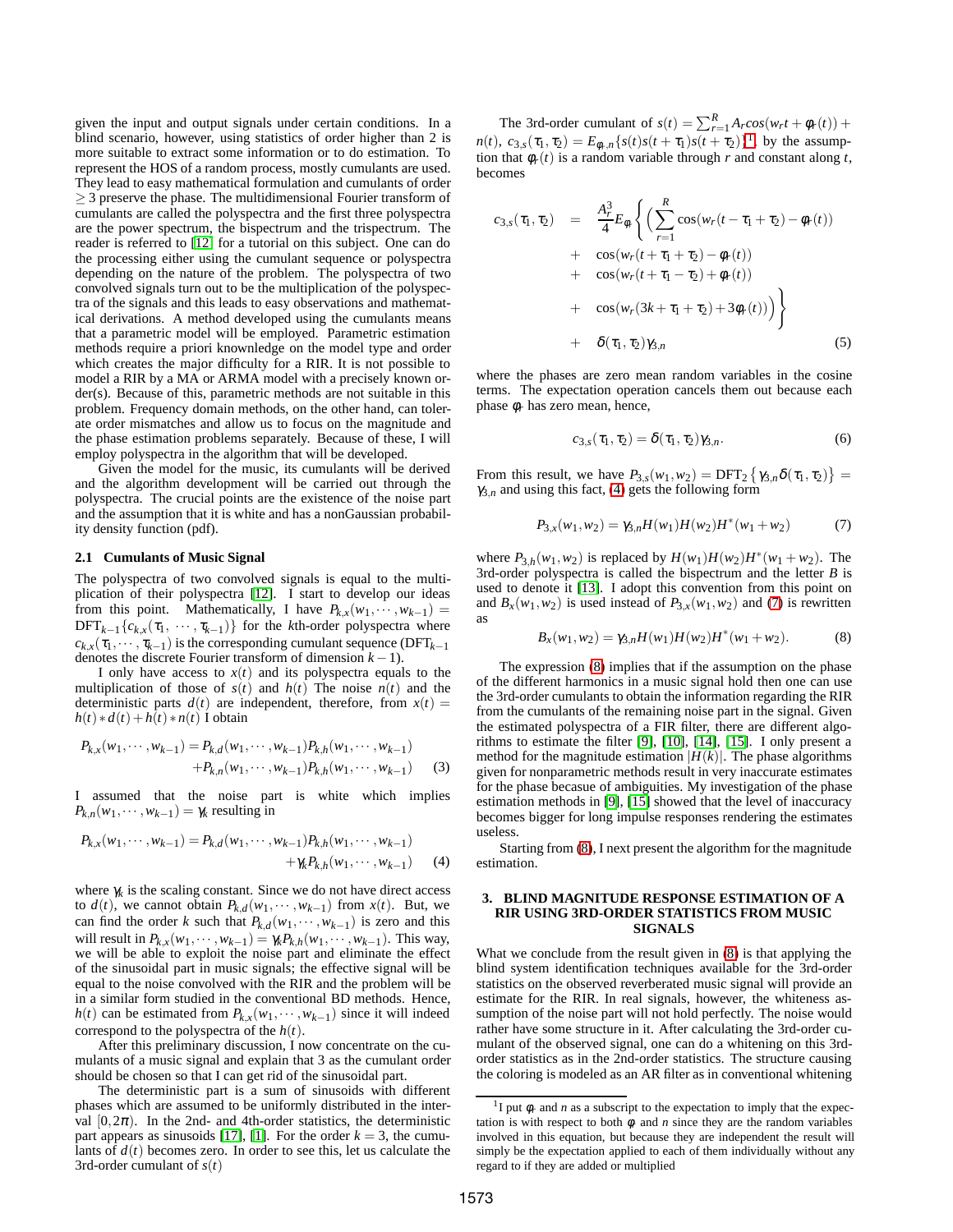given the input and output signals under certain conditions. In a blind scenario, however, using statistics of order higher than 2 is more suitable to extract some information or to do estimation. To represent the HOS of a random process, mostly cumulants are used. They lead to easy mathematical formulation and cumulants of order $\geq 3$ preserve the phase. The multidimensional Fourier transform of cumulants are called the polyspectra and the first three polyspectra are the power spectrum, the bispectrum and the trispectrum. The reader is referred to [12] for a tutorial on this subject. One can do the processing either using the cumulant sequence or polyspectra depending on the nature of the problem. The polyspectra of two convolved signals turn out to be the multiplication of the polyspectra of the signals and this leads to easy observations and mathematical derivations. A method developed using the cumulants means that a parametric model will be employed. Parametric estimation methods require a priori knowledge on the model type and order which creates the major difficulty for a RIR. It is not possible to model a RIR by a MA or ARMA model with a precisely known order(s). Because of this, parametric methods are not suitable in this problem. Frequency domain methods, on the other hand, can tolerate order mismatches and allow us to focus on the magnitude and the phase estimation problems separately. Because of these, I will employ polyspectra in the algorithm that will be developed.

Given the model for the music, its cumulants will be derived and the algorithm development will be carried out through the polyspectra. The crucial points are the existence of the noise part and the assumption that it is white and has a nonGaussian probability density function (pdf).

### 2.1 Cumulants of Music Signal

The polyspectra of two convolved signals is equal to the multiplication of their polyspectra [12]. I start to develop our ideas from this point. Mathematically, I have $P_{k,x}(w_1,\cdots,w_{k-1}) = \mathrm{DFT}_{k-1}\{c_{k,x}(\tau_1,\cdots,\tau_{k-1})\}$ for the $k$th-order polyspectra where $c_{k,x}(\tau_1,\cdots,\tau_{k-1})$ is the corresponding cumulant sequence ($\mathrm{DFT}_{k-1}$ denotes the discrete Fourier transform of dimension $k-1$).

I only have access to $x(t)$ and its polyspectra equals to the multiplication of those of $s(t)$ and $h(t)$ The noise $n(t)$ and the deterministic parts $d(t)$ are independent, therefore, from $x(t) = h(t)*d(t)+h(t)*n(t)$ I obtain

$$P_{k,x}(w_1,\cdots,w_{k-1}) = P_{k,d}(w_1,\cdots,w_{k-1})P_{k,h}(w_1,\cdots,w_{k-1}) + P_{k,n}(w_1,\cdots,w_{k-1})P_{k,h}(w_1,\cdots,w_{k-1}) \quad (3)$$

I assumed that the noise part is white which implies $P_{k,n}(w_1,\cdots,w_{k-1}) = \gamma_k$ resulting in

$$P_{k,x}(w_1,\cdots,w_{k-1}) = P_{k,d}(w_1,\cdots,w_{k-1})P_{k,h}(w_1,\cdots,w_{k-1}) + \gamma_k P_{k,h}(w_1,\cdots,w_{k-1}) \quad (4)$$

where $\gamma_k$ is the scaling constant. Since we do not have direct access to $d(t)$, we cannot obtain $P_{k,d}(w_1,\cdots,w_{k-1})$ from $x(t)$. But, we can find the order $k$ such that $P_{k,d}(w_1,\cdots,w_{k-1})$ is zero and this will result in $P_{k,x}(w_1,\cdots,w_{k-1}) = \gamma_k P_{k,h}(w_1,\cdots,w_{k-1})$. This way, we will be able to exploit the noise part and eliminate the effect of the sinusoidal part in music signals; the effective signal will be equal to the noise convolved with the RIR and the problem will be in a similar form studied in the conventional BD methods. Hence, $h(t)$ can be estimated from $P_{k,x}(w_1,\cdots,w_{k-1})$ since it will indeed correspond to the polyspectra of the $h(t)$.

After this preliminary discussion, I now concentrate on the cumulants of a music signal and explain that 3 as the cumulant order should be chosen so that I can get rid of the sinusoidal part.

The deterministic part is a sum of sinusoids with different phases which are assumed to be uniformly distributed in the interval $[0,2\pi)$. In the 2nd- and 4th-order statistics, the deterministic part appears as sinusoids [17], [1]. For the order $k=3$, the cumulants of $d(t)$ becomes zero. In order to see this, let us calculate the 3rd-order cumulant of $s(t)$

The 3rd-order cumulant of $s(t) = \sum_{r=1}^{R} A_r cos(w_r t + \phi_r(t)) + n(t)$, $c_{3,s}(\tau_1,\tau_2) = E_{\phi_r,n}\{s(t)s(t+\tau_1)s(t+\tau_2)\}$[1], by the assumption that $\phi_r(t)$ is a random variable through $r$ and constant along $t$, becomes

$$\begin{aligned} c_{3,s}(\tau_1,\tau_2) &= \frac{A_r^3}{4}E_{\phi}\Bigg\{\Big(\sum_{r=1}^{R}\cos(w_r(t-\tau_1+\tau_2)-\phi_r(t)) \\ &+ \cos(w_r(t+\tau_1+\tau_2)-\phi_r(t)) \\ &+ \cos(w_r(t+\tau_1-\tau_2)+\phi_r(t)) \\ &+ \cos(w_r(3k+\tau_1+\tau_2)+3\phi_r(t))\Big)\Bigg\} \\ &+ \delta(\tau_1,\tau_2)\gamma_{3,n} \end{aligned} \quad (5)$$

where the phases are zero mean random variables in the cosine terms. The expectation operation cancels them out because each phase $\phi_r$ has zero mean, hence,

$$c_{3,s}(\tau_1,\tau_2) = \delta(\tau_1,\tau_2)\gamma_{3,n}. \quad (6)$$

From this result, we have $P_{3,s}(w_1,w_2) = \mathrm{DFT}_2\{\gamma_{3,n}\delta(\tau_1,\tau_2)\} = \gamma_{3,n}$ and using this fact, (4) gets the following form

$$P_{3,x}(w_1,w_2) = \gamma_{3,n}H(w_1)H(w_2)H^*(w_1+w_2) \quad (7)$$

where $P_{3,h}(w_1,w_2)$ is replaced by $H(w_1)H(w_2)H^*(w_1+w_2)$. The 3rd-order polyspectra is called the bispectrum and the letter $B$ is used to denote it [13]. I adopt this convention from this point on and $B_x(w_1,w_2)$ is used instead of $P_{3,x}(w_1,w_2)$ and (7) is rewritten as

$$B_x(w_1,w_2) = \gamma_{3,n}H(w_1)H(w_2)H^*(w_1+w_2). \quad (8)$$

The expression (8) implies that if the assumption on the phase of the different harmonics in a music signal hold then one can use the 3rd-order cumulants to obtain the information regarding the RIR from the cumulants of the remaining noise part in the signal. Given the estimated polyspectra of a FIR filter, there are different algorithms to estimate the filter [9], [10], [14], [15]. I only present a method for the magnitude estimation $|H(k)|$. The phase algorithms given for nonparametric methods result in very inaccurate estimates for the phase becasue of ambiguities. My investigation of the phase estimation methods in [9], [15] showed that the level of inaccuracy becomes bigger for long impulse responses rendering the estimates useless.

Starting from (8), I next present the algorithm for the magnitude estimation.

## 3. BLIND MAGNITUDE RESPONSE ESTIMATION OF A RIR USING 3RD-ORDER STATISTICS FROM MUSIC SIGNALS

What we conclude from the result given in (8) is that applying the blind system identification techniques available for the 3rd-order statistics on the observed reverberated music signal will provide an estimate for the RIR. In real signals, however, the whiteness assumption of the noise part will not hold perfectly. The noise would rather have some structure in it. After calculating the 3rd-order cumulant of the observed signal, one can do a whitening on this 3rd-order statistics as in the 2nd-order statistics. The structure causing the coloring is modeled as an AR filter as in conventional whitening

[1] I put $\phi_r$ and $n$ as a subscript to the expectation to imply that the expectation is with respect to both $\phi_r$ and $n$ since they are the random variables involved in this equation, but because they are independent the result will simply be the expectation applied to each of them individually without any regard to if they are added or multiplied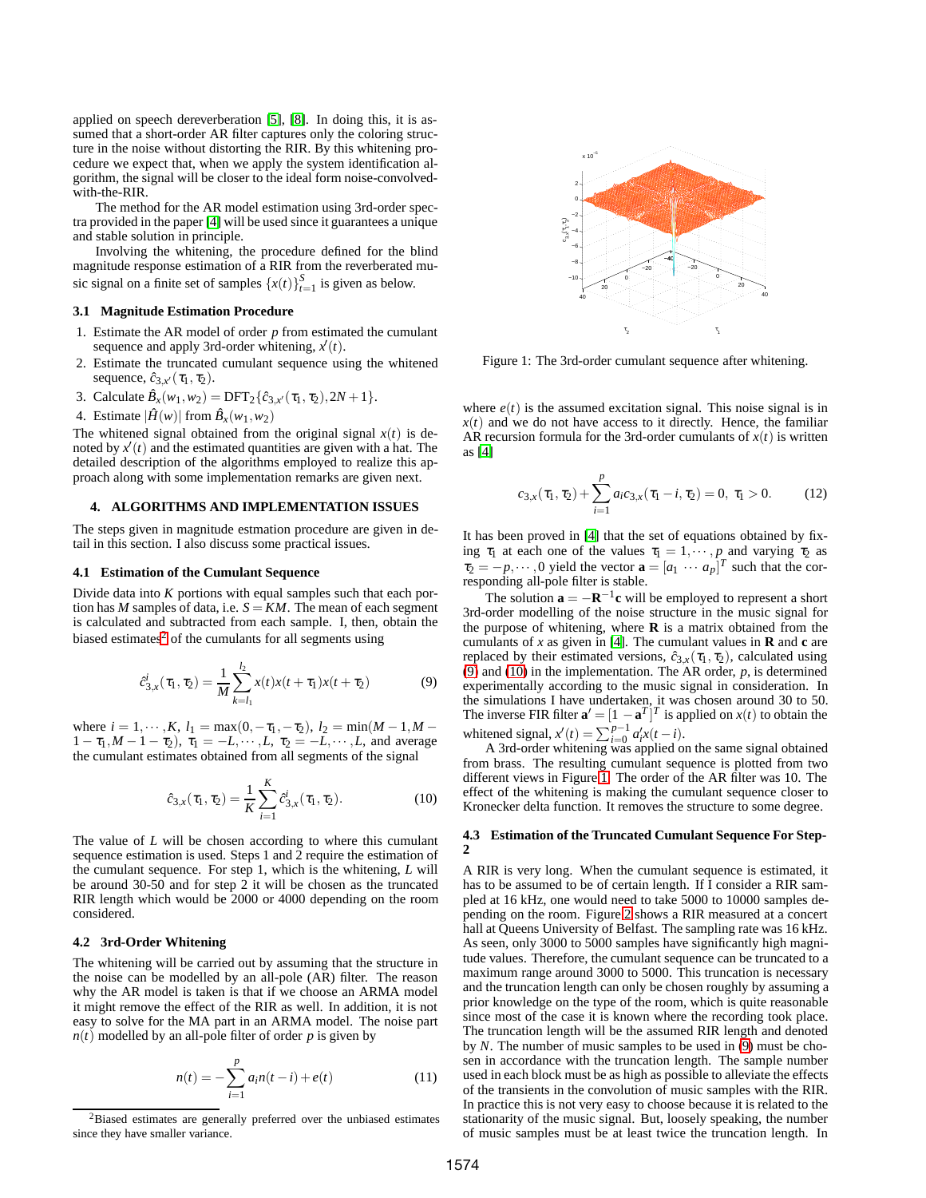applied on speech dereverberation [5], [8]. In doing this, it is assumed that a short-order AR filter captures only the coloring structure in the noise without distorting the RIR. By this whitening procedure we expect that, when we apply the system identification algorithm, the signal will be closer to the ideal form noise-convolved-with-the-RIR.

The method for the AR model estimation using 3rd-order spectra provided in the paper [4] will be used since it guarantees a unique and stable solution in principle.

Involving the whitening, the procedure defined for the blind magnitude response estimation of a RIR from the reverberated music signal on a finite set of samples $\{x(t)\}_{t=1}^{S}$ is given as below.

### 3.1 Magnitude Estimation Procedure

1. Estimate the AR model of order $p$ from estimated the cumulant sequence and apply 3rd-order whitening, $x'(t)$.
2. Estimate the truncated cumulant sequence using the whitened sequence, $\hat{c}_{3,x'}(\tau_1,\tau_2)$.
3. Calculate $\hat{B}_x(w_1,w_2) = \mathrm{DFT}_2\{\hat{c}_{3,x'}(\tau_1,\tau_2), 2N+1\}$.
4. Estimate $|\hat{H}(w)|$ from $\hat{B}_x(w_1,w_2)$

The whitened signal obtained from the original signal $x(t)$ is denoted by $x'(t)$ and the estimated quantities are given with a hat. The detailed description of the algorithms employed to realize this approach along with some implementation remarks are given next.

## 4. ALGORITHMS AND IMPLEMENTATION ISSUES

The steps given in magnitude estmation procedure are given in detail in this section. I also discuss some practical issues.

### 4.1 Estimation of the Cumulant Sequence

Divide data into $K$ portions with equal samples such that each portion has $M$ samples of data, i.e. $S = KM$. The mean of each segment is calculated and subtracted from each sample. I, then, obtain the biased estimates[2] of the cumulants for all segments using

$$\hat{c}^{i}_{3,x}(\tau_1,\tau_2) = \frac{1}{M}\sum_{k=l_1}^{l_2} x(t)x(t+\tau_1)x(t+\tau_2) \tag{9}$$

where $i = 1,\cdots,K$, $l_1 = \max(0,-\tau_1,-\tau_2)$, $l_2 = \min(M-1, M-1-\tau_1, M-1-\tau_2)$, $\tau_1 = -L,\cdots,L$, $\tau_2 = -L,\cdots,L$, and average the cumulant estimates obtained from all segments of the signal

$$\hat{c}_{3,x}(\tau_1,\tau_2) = \frac{1}{K}\sum_{i=1}^{K}\hat{c}^{i}_{3,x}(\tau_1,\tau_2). \tag{10}$$

The value of $L$ will be chosen according to where this cumulant sequence estimation is used. Steps 1 and 2 require the estimation of the cumulant sequence. For step 1, which is the whitening, $L$ will be around 30-50 and for step 2 it will be chosen as the truncated RIR length which would be 2000 or 4000 depending on the room considered.

### 4.2 3rd-Order Whitening

The whitening will be carried out by assuming that the structure in the noise can be modelled by an all-pole (AR) filter. The reason why the AR model is taken is that if we choose an ARMA model it might remove the effect of the RIR as well. In addition, it is not easy to solve for the MA part in an ARMA model. The noise part $n(t)$ modelled by an all-pole filter of order $p$ is given by

$$n(t) = -\sum_{i=1}^{p} a_i n(t-i) + e(t) \tag{11}$$

[2] Biased estimates are generally preferred over the unbiased estimates since they have smaller variance.

Figure 1: The 3rd-order cumulant sequence after whitening.

where $e(t)$ is the assumed excitation signal. This noise signal is in $x(t)$ and we do not have access to it directly. Hence, the familiar AR recursion formula for the 3rd-order cumulants of $x(t)$ is written as [4]

$$c_{3,x}(\tau_1,\tau_2) + \sum_{i=1}^{p} a_i c_{3,x}(\tau_1 - i,\tau_2) = 0,\ \tau_1 > 0. \tag{12}$$

It has been proved in [4] that the set of equations obtained by fixing $\tau_1$ at each one of the values $\tau_1 = 1,\cdots,p$ and varying $\tau_2$ as $\tau_2 = -p,\cdots,0$ yield the vector $\mathbf{a} = [a_1 \cdots a_p]^T$ such that the corresponding all-pole filter is stable.

The solution $\mathbf{a} = -\mathbf{R}^{-1}\mathbf{c}$ will be employed to represent a short 3rd-order modelling of the noise structure in the music signal for the purpose of whitening, where $\mathbf{R}$ is a matrix obtained from the cumulants of $x$ as given in [4]. The cumulant values in $\mathbf{R}$ and $\mathbf{c}$ are replaced by their estimated versions, $\hat{c}_{3,x}(\tau_1,\tau_2)$, calculated using (9) and (10) in the implementation. The AR order, $p$, is determined experimentally according to the music signal in consideration. In the simulations I have undertaken, it was chosen around 30 to 50. The inverse FIR filter $\mathbf{a}' = [1 - \mathbf{a}^T]^T$ is applied on $x(t)$ to obtain the whitened signal, $x'(t) = \sum_{i=0}^{p-1} a'_i x(t-i)$.

A 3rd-order whitening was applied on the same signal obtained from brass. The resulting cumulant sequence is plotted from two different views in Figure 1. The order of the AR filter was 10. The effect of the whitening is making the cumulant sequence closer to Kronecker delta function. It removes the structure to some degree.

### 4.3 Estimation of the Truncated Cumulant Sequence For Step-2

A RIR is very long. When the cumulant sequence is estimated, it has to be assumed to be of certain length. If I consider a RIR sampled at 16 kHz, one would need to take 5000 to 10000 samples depending on the room. Figure 2 shows a RIR measured at a concert hall at Queens University of Belfast. The sampling rate was 16 kHz. As seen, only 3000 to 5000 samples have significantly high magnitude values. Therefore, the cumulant sequence can be truncated to a maximum range around 3000 to 5000. This truncation is necessary and the truncation length can only be chosen roughly by assuming a prior knowledge on the type of the room, which is quite reasonable since most of the case it is known where the recording took place. The truncation length will be the assumed RIR length and denoted by $N$. The number of music samples to be used in (9) must be chosen in accordance with the truncation length. The sample number used in each block must be as high as possible to alleviate the effects of the transients in the convolution of music samples with the RIR. In practice this is not very easy to choose because it is related to the stationarity of the music signal. But, loosely speaking, the number of music samples must be at least twice the truncation length. In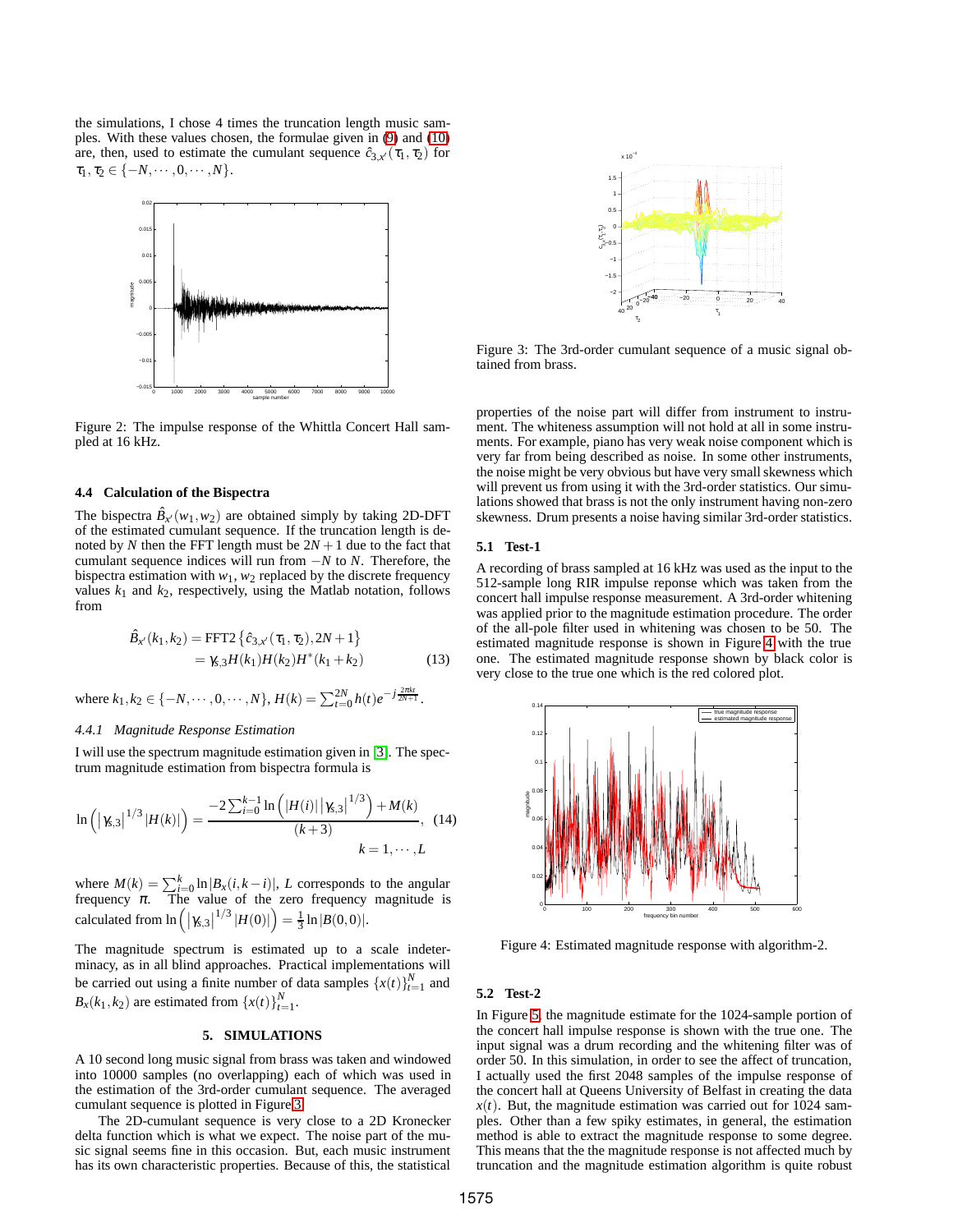the simulations, I chose 4 times the truncation length music samples. With these values chosen, the formulae given in (9) and (10) are, then, used to estimate the cumulant sequence $\hat{c}_{3,x'}(\tau_1,\tau_2)$ for $\tau_1,\tau_2 \in \{-N,\cdots,0,\cdots,N\}$.

Figure 2: The impulse response of the Whittla Concert Hall sampled at 16 kHz.

### 4.4 Calculation of the Bispectra

The bispectra $\hat{B}_{x'}(w_1,w_2)$ are obtained simply by taking 2D-DFT of the estimated cumulant sequence. If the truncation length is denoted by $N$ then the FFT length must be $2N+1$ due to the fact that cumulant sequence indices will run from $-N$ to $N$. Therefore, the bispectra estimation with $w_1, w_2$ replaced by the discrete frequency values $k_1$ and $k_2$, respectively, using the Matlab notation, follows from

$$\begin{aligned}\hat{B}_{x'}(k_1,k_2) &= \text{FFT2}\left\{\hat{c}_{3,x'}(\tau_1,\tau_2), 2N+1\right\} \\ &= \gamma_{s,3}H(k_1)H(k_2)H^*(k_1+k_2)\end{aligned} \quad (13)$$

where $k_1,k_2 \in \{-N,\cdots,0,\cdots,N\}$, $H(k) = \sum_{t=0}^{2N} h(t)e^{-j\frac{2\pi kt}{2N+1}}$.

#### *4.4.1 Magnitude Response Estimation*

I will use the spectrum magnitude estimation given in [3]. The spectrum magnitude estimation from bispectra formula is

$$\ln\left(\left|\gamma_{s,3}\right|^{1/3}|H(k)|\right) = \frac{-2\sum_{i=0}^{k-1}\ln\left(|H(i)|\left|\gamma_{s,3}\right|^{1/3}\right)+M(k)}{(k+3)}, \quad (14)$$
$$k = 1,\cdots,L$$

where $M(k) = \sum_{i=0}^{k}\ln|B_x(i,k-i)|$, $L$ corresponds to the angular frequency $\pi$. The value of the zero frequency magnitude is calculated from $\ln\left(\left|\gamma_{s,3}\right|^{1/3}|H(0)|\right) = \frac{1}{3}\ln|B(0,0)|$.

The magnitude spectrum is estimated up to a scale indeterminacy, as in all blind approaches. Practical implementations will be carried out using a finite number of data samples $\{x(t)\}_{t=1}^{N}$ and $B_x(k_1,k_2)$ are estimated from $\{x(t)\}_{t=1}^{N}$.

## 5. SIMULATIONS

A 10 second long music signal from brass was taken and windowed into 10000 samples (no overlapping) each of which was used in the estimation of the 3rd-order cumulant sequence. The averaged cumulant sequence is plotted in Figure 3.

The 2D-cumulant sequence is very close to a 2D Kronecker delta function which is what we expect. The noise part of the music signal seems fine in this occasion. But, each music instrument has its own characteristic properties. Because of this, the statistical properties of the noise part will differ from instrument to instrument. The whiteness assumption will not hold at all in some instruments. For example, piano has very weak noise component which is very far from being described as noise. In some other instruments, the noise might be very obvious but have very small skewness which will prevent us from using it with the 3rd-order statistics. Our simulations showed that brass is not the only instrument having non-zero skewness. Drum presents a noise having similar 3rd-order statistics.

Figure 3: The 3rd-order cumulant sequence of a music signal obtained from brass.

### 5.1 Test-1

A recording of brass sampled at 16 kHz was used as the input to the 512-sample long RIR impulse reponse which was taken from the concert hall impulse response measurement. A 3rd-order whitening was applied prior to the magnitude estimation procedure. The order of the all-pole filter used in whitening was chosen to be 50. The estimated magnitude response is shown in Figure 4 with the true one. The estimated magnitude response shown by black color is very close to the true one which is the red colored plot.

Figure 4: Estimated magnitude response with algorithm-2.

### 5.2 Test-2

In Figure 5, the magnitude estimate for the 1024-sample portion of the concert hall impulse response is shown with the true one. The input signal was a drum recording and the whitening filter was of order 50. In this simulation, in order to see the affect of truncation, I actually used the first 2048 samples of the impulse response of the concert hall at Queens University of Belfast in creating the data $x(t)$. But, the magnitude estimation was carried out for 1024 samples. Other than a few spiky estimates, in general, the estimation method is able to extract the magnitude response to some degree. This means that the the magnitude response is not affected much by truncation and the magnitude estimation algorithm is quite robust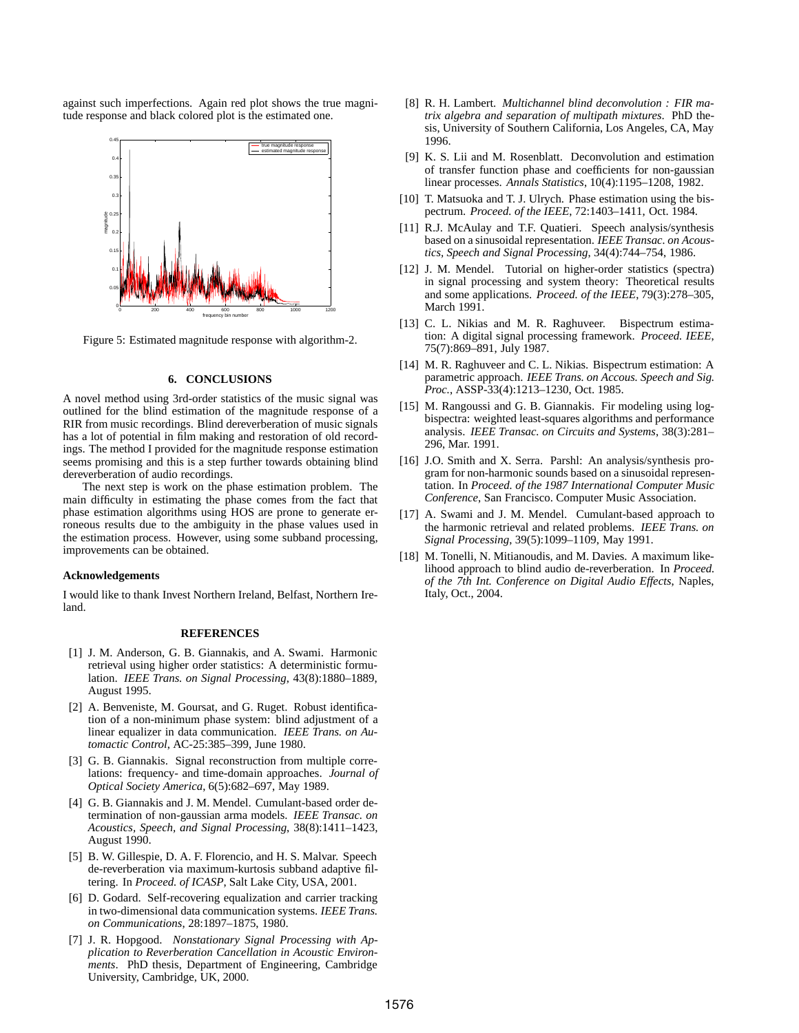against such imperfections. Again red plot shows the true magnitude response and black colored plot is the estimated one.

0.45
0.4
0.35
0.3
0.25
0.2
0.15
0.1
0.05
0
magnitude
0
200
400
600
800
1000
1200
frequency bin number
true magnitude response
estimated magnitude response

Figure 5: Estimated magnitude response with algorithm-2.

## 6. CONCLUSIONS

A novel method using 3rd-order statistics of the music signal was outlined for the blind estimation of the magnitude response of a RIR from music recordings. Blind dereverberation of music signals has a lot of potential in film making and restoration of old recordings. The method I provided for the magnitude response estimation seems promising and this is a step further towards obtaining blind dereverberation of audio recordings.

The next step is work on the phase estimation problem. The main difficulty in estimating the phase comes from the fact that phase estimation algorithms using HOS are prone to generate erroneous results due to the ambiguity in the phase values used in the estimation process. However, using some subband processing, improvements can be obtained.

### Acknowledgements

I would like to thank Invest Northern Ireland, Belfast, Northern Ireland.

## REFERENCES

[1] J. M. Anderson, G. B. Giannakis, and A. Swami. Harmonic retrieval using higher order statistics: A deterministic formulation. *IEEE Trans. on Signal Processing*, 43(8):1880–1889, August 1995.

[2] A. Benveniste, M. Goursat, and G. Ruget. Robust identification of a non-minimum phase system: blind adjustment of a linear equalizer in data communication. *IEEE Trans. on Automactic Control*, AC-25:385–399, June 1980.

[3] G. B. Giannakis. Signal reconstruction from multiple correlations: frequency- and time-domain approaches. *Journal of Optical Society America*, 6(5):682–697, May 1989.

[4] G. B. Giannakis and J. M. Mendel. Cumulant-based order determination of non-gaussian arma models. *IEEE Transac. on Acoustics, Speech, and Signal Processing*, 38(8):1411–1423, August 1990.

[5] B. W. Gillespie, D. A. F. Florencio, and H. S. Malvar. Speech de-reverberation via maximum-kurtosis subband adaptive filtering. In *Proceed. of ICASP*, Salt Lake City, USA, 2001.

[6] D. Godard. Self-recovering equalization and carrier tracking in two-dimensional data communication systems. *IEEE Trans. on Communications*, 28:1897–1875, 1980.

[7] J. R. Hopgood. *Nonstationary Signal Processing with Application to Reverberation Cancellation in Acoustic Environments*. PhD thesis, Department of Engineering, Cambridge University, Cambridge, UK, 2000.

[8] R. H. Lambert. *Multichannel blind deconvolution : FIR matrix algebra and separation of multipath mixtures*. PhD thesis, University of Southern California, Los Angeles, CA, May 1996.

[9] K. S. Lii and M. Rosenblatt. Deconvolution and estimation of transfer function phase and coefficients for non-gaussian linear processes. *Annals Statistics*, 10(4):1195–1208, 1982.

[10] T. Matsuoka and T. J. Ulrych. Phase estimation using the bispectrum. *Proceed. of the IEEE*, 72:1403–1411, Oct. 1984.

[11] R.J. McAulay and T.F. Quatieri. Speech analysis/synthesis based on a sinusoidal representation. *IEEE Transac. on Acoustics, Speech and Signal Processing*, 34(4):744–754, 1986.

[12] J. M. Mendel. Tutorial on higher-order statistics (spectra) in signal processing and system theory: Theoretical results and some applications. *Proceed. of the IEEE*, 79(3):278–305, March 1991.

[13] C. L. Nikias and M. R. Raghuveer. Bispectrum estimation: A digital signal processing framework. *Proceed. IEEE*, 75(7):869–891, July 1987.

[14] M. R. Raghuveer and C. L. Nikias. Bispectrum estimation: A parametric approach. *IEEE Trans. on Accous. Speech and Sig. Proc.*, ASSP-33(4):1213–1230, Oct. 1985.

[15] M. Rangoussi and G. B. Giannakis. Fir modeling using log-bispectra: weighted least-squares algorithms and performance analysis. *IEEE Transac. on Circuits and Systems*, 38(3):281–296, Mar. 1991.

[16] J.O. Smith and X. Serra. Parshl: An analysis/synthesis program for non-harmonic sounds based on a sinusoidal representation. In *Proceed. of the 1987 International Computer Music Conference*, San Francisco. Computer Music Association.

[17] A. Swami and J. M. Mendel. Cumulant-based approach to the harmonic retrieval and related problems. *IEEE Trans. on Signal Processing*, 39(5):1099–1109, May 1991.

[18] M. Tonelli, N. Mitianoudis, and M. Davies. A maximum likelihood approach to blind audio de-reverberation. In *Proceed. of the 7th Int. Conference on Digital Audio Effects*, Naples, Italy, Oct., 2004.